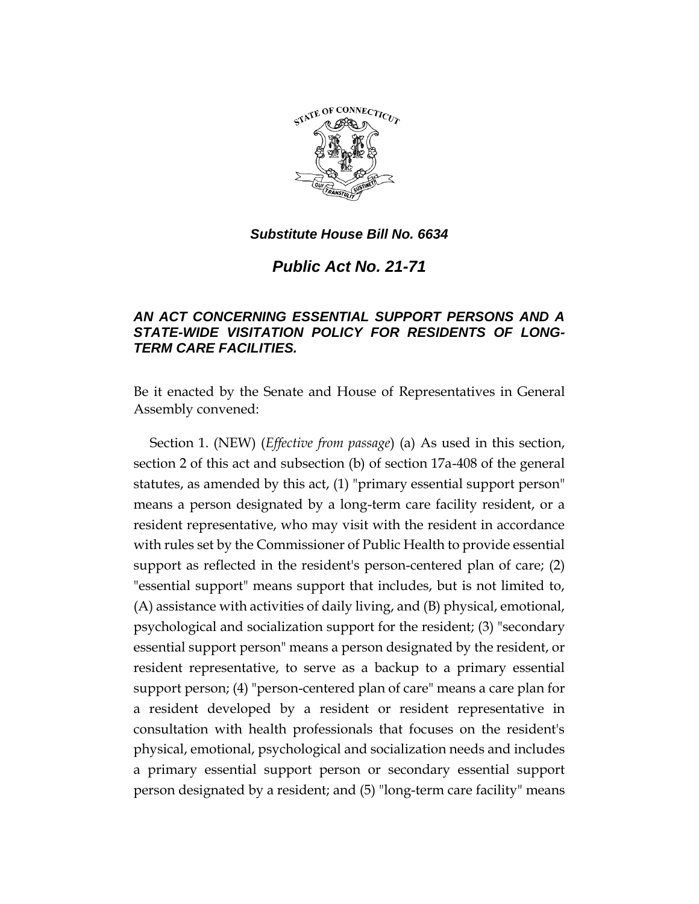***Substitute House Bill No. 6634***

# ***Public Act No. 21-71***

### ***AN ACT CONCERNING ESSENTIAL SUPPORT PERSONS AND A STATE-WIDE VISITATION POLICY FOR RESIDENTS OF LONG-TERM CARE FACILITIES.***

Be it enacted by the Senate and House of Representatives in General Assembly convened:

Section 1. (NEW) (*Effective from passage*) (a) As used in this section, section 2 of this act and subsection (b) of section 17a-408 of the general statutes, as amended by this act, (1) "primary essential support person" means a person designated by a long-term care facility resident, or a resident representative, who may visit with the resident in accordance with rules set by the Commissioner of Public Health to provide essential support as reflected in the resident's person-centered plan of care; (2) "essential support" means support that includes, but is not limited to, (A) assistance with activities of daily living, and (B) physical, emotional, psychological and socialization support for the resident; (3) "secondary essential support person" means a person designated by the resident, or resident representative, to serve as a backup to a primary essential support person; (4) "person-centered plan of care" means a care plan for a resident developed by a resident or resident representative in consultation with health professionals that focuses on the resident's physical, emotional, psychological and socialization needs and includes a primary essential support person or secondary essential support person designated by a resident; and (5) "long-term care facility" means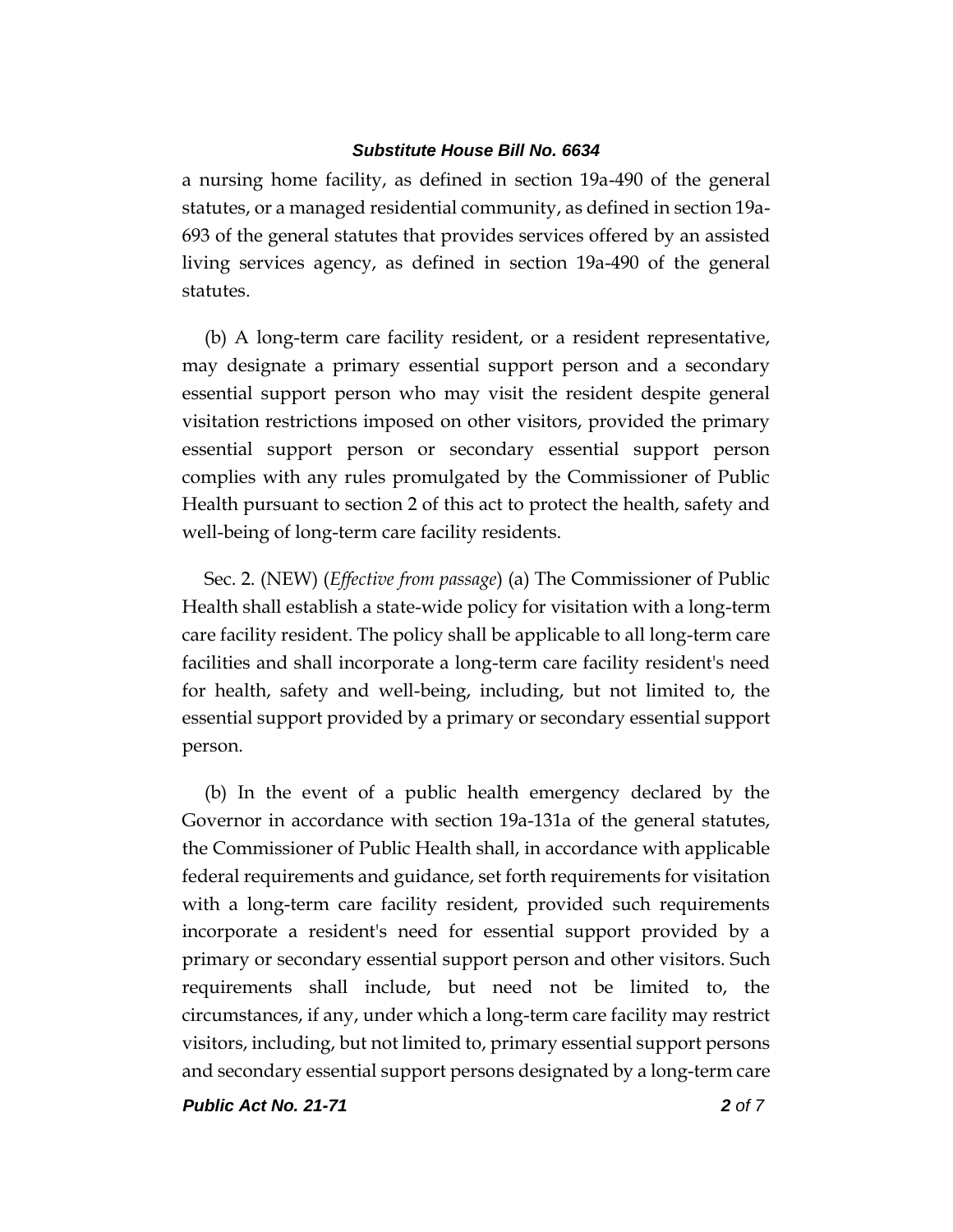a nursing home facility, as defined in section 19a-490 of the general statutes, or a managed residential community, as defined in section 19a-693 of the general statutes that provides services offered by an assisted living services agency, as defined in section 19a-490 of the general statutes.

(b) A long-term care facility resident, or a resident representative, may designate a primary essential support person and a secondary essential support person who may visit the resident despite general visitation restrictions imposed on other visitors, provided the primary essential support person or secondary essential support person complies with any rules promulgated by the Commissioner of Public Health pursuant to section 2 of this act to protect the health, safety and well-being of long-term care facility residents.

Sec. 2. (NEW) (*Effective from passage*) (a) The Commissioner of Public Health shall establish a state-wide policy for visitation with a long-term care facility resident. The policy shall be applicable to all long-term care facilities and shall incorporate a long-term care facility resident's need for health, safety and well-being, including, but not limited to, the essential support provided by a primary or secondary essential support person.

(b) In the event of a public health emergency declared by the Governor in accordance with section 19a-131a of the general statutes, the Commissioner of Public Health shall, in accordance with applicable federal requirements and guidance, set forth requirements for visitation with a long-term care facility resident, provided such requirements incorporate a resident's need for essential support provided by a primary or secondary essential support person and other visitors. Such requirements shall include, but need not be limited to, the circumstances, if any, under which a long-term care facility may restrict visitors, including, but not limited to, primary essential support persons and secondary essential support persons designated by a long-term care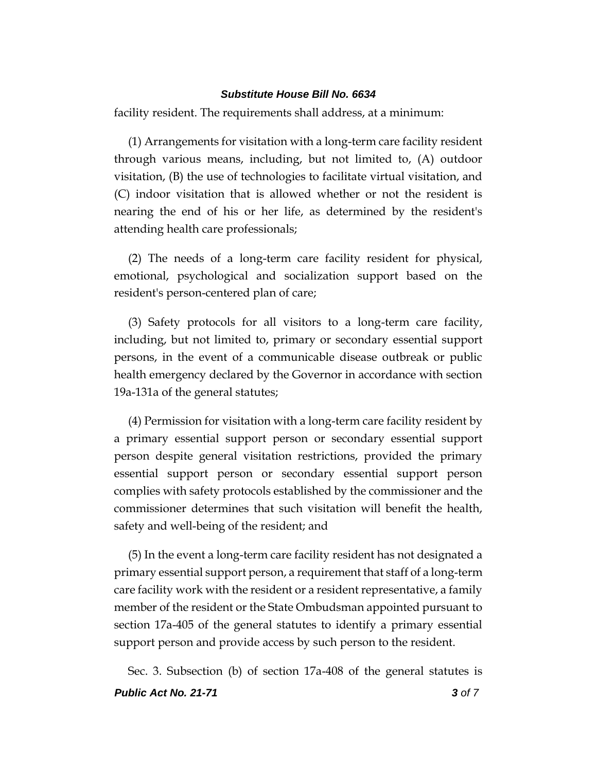facility resident. The requirements shall address, at a minimum:

(1) Arrangements for visitation with a long-term care facility resident through various means, including, but not limited to, (A) outdoor visitation, (B) the use of technologies to facilitate virtual visitation, and (C) indoor visitation that is allowed whether or not the resident is nearing the end of his or her life, as determined by the resident's attending health care professionals;

(2) The needs of a long-term care facility resident for physical, emotional, psychological and socialization support based on the resident's person-centered plan of care;

(3) Safety protocols for all visitors to a long-term care facility, including, but not limited to, primary or secondary essential support persons, in the event of a communicable disease outbreak or public health emergency declared by the Governor in accordance with section 19a-131a of the general statutes;

(4) Permission for visitation with a long-term care facility resident by a primary essential support person or secondary essential support person despite general visitation restrictions, provided the primary essential support person or secondary essential support person complies with safety protocols established by the commissioner and the commissioner determines that such visitation will benefit the health, safety and well-being of the resident; and

(5) In the event a long-term care facility resident has not designated a primary essential support person, a requirement that staff of a long-term care facility work with the resident or a resident representative, a family member of the resident or the State Ombudsman appointed pursuant to section 17a-405 of the general statutes to identify a primary essential support person and provide access by such person to the resident.

Sec. 3. Subsection (b) of section 17a-408 of the general statutes is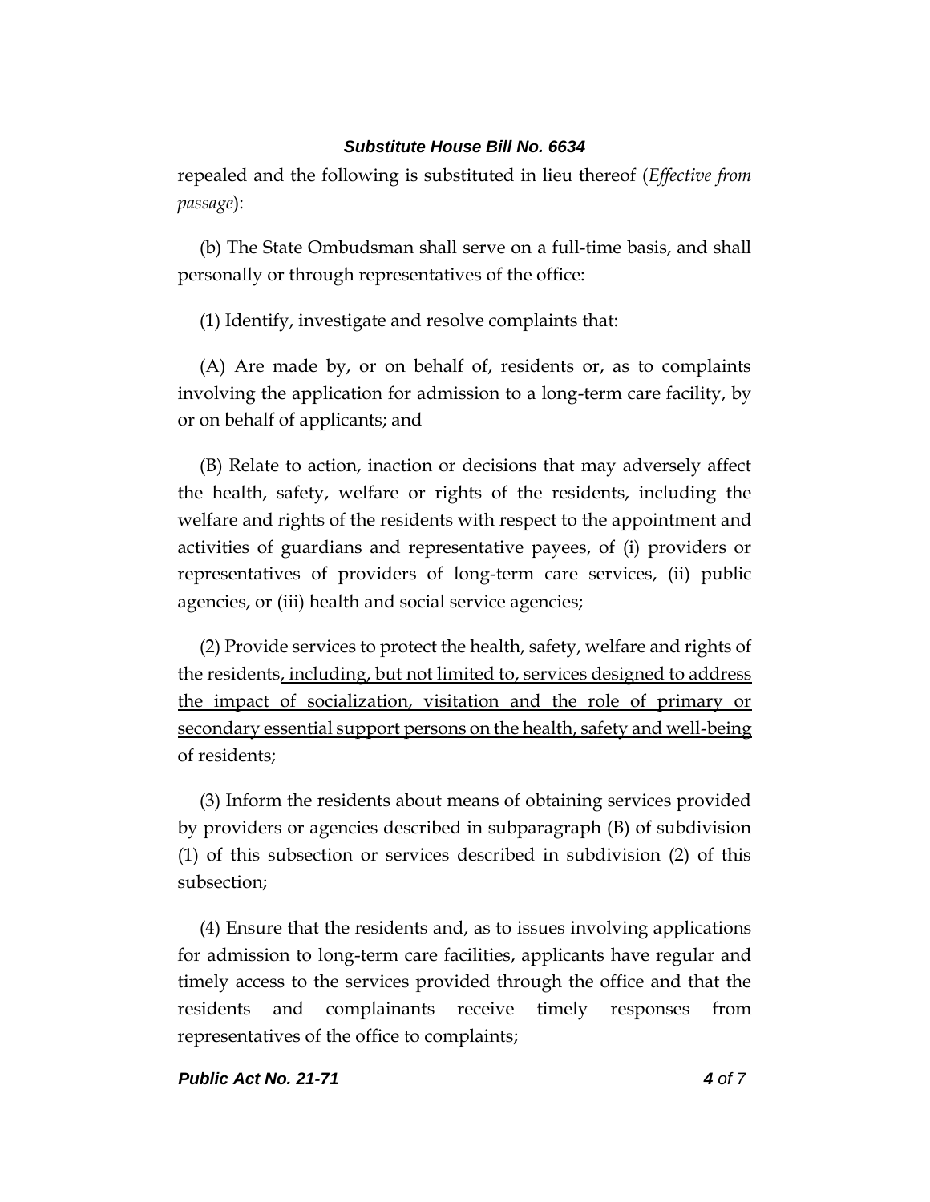repealed and the following is substituted in lieu thereof (*Effective from passage*):

(b) The State Ombudsman shall serve on a full-time basis, and shall personally or through representatives of the office:

(1) Identify, investigate and resolve complaints that:

(A) Are made by, or on behalf of, residents or, as to complaints involving the application for admission to a long-term care facility, by or on behalf of applicants; and

(B) Relate to action, inaction or decisions that may adversely affect the health, safety, welfare or rights of the residents, including the welfare and rights of the residents with respect to the appointment and activities of guardians and representative payees, of (i) providers or representatives of providers of long-term care services, (ii) public agencies, or (iii) health and social service agencies;

(2) Provide services to protect the health, safety, welfare and rights of the residents<u>, including, but not limited to, services designed to address the impact of socialization, visitation and the role of primary or secondary essential support persons on the health, safety and well-being of residents</u>;

(3) Inform the residents about means of obtaining services provided by providers or agencies described in subparagraph (B) of subdivision (1) of this subsection or services described in subdivision (2) of this subsection;

(4) Ensure that the residents and, as to issues involving applications for admission to long-term care facilities, applicants have regular and timely access to the services provided through the office and that the residents and complainants receive timely responses from representatives of the office to complaints;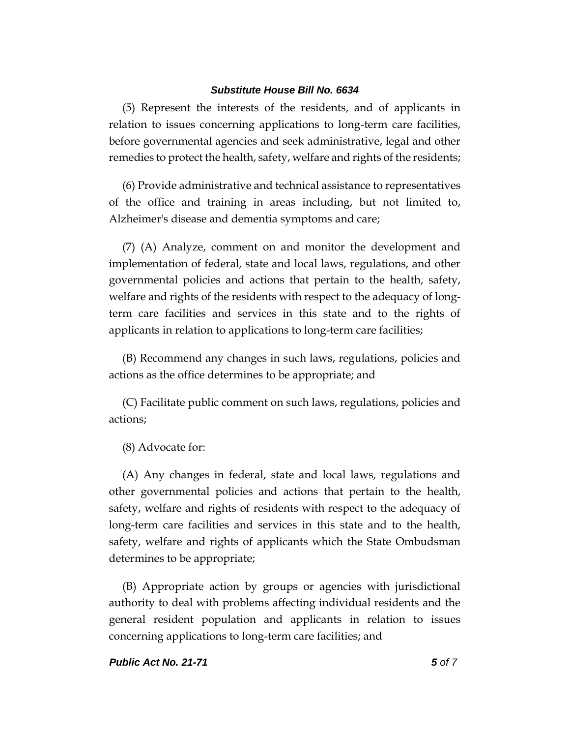(5) Represent the interests of the residents, and of applicants in relation to issues concerning applications to long-term care facilities, before governmental agencies and seek administrative, legal and other remedies to protect the health, safety, welfare and rights of the residents;

(6) Provide administrative and technical assistance to representatives of the office and training in areas including, but not limited to, Alzheimer's disease and dementia symptoms and care;

(7) (A) Analyze, comment on and monitor the development and implementation of federal, state and local laws, regulations, and other governmental policies and actions that pertain to the health, safety, welfare and rights of the residents with respect to the adequacy of long-term care facilities and services in this state and to the rights of applicants in relation to applications to long-term care facilities;

(B) Recommend any changes in such laws, regulations, policies and actions as the office determines to be appropriate; and

(C) Facilitate public comment on such laws, regulations, policies and actions;

(8) Advocate for:

(A) Any changes in federal, state and local laws, regulations and other governmental policies and actions that pertain to the health, safety, welfare and rights of residents with respect to the adequacy of long-term care facilities and services in this state and to the health, safety, welfare and rights of applicants which the State Ombudsman determines to be appropriate;

(B) Appropriate action by groups or agencies with jurisdictional authority to deal with problems affecting individual residents and the general resident population and applicants in relation to issues concerning applications to long-term care facilities; and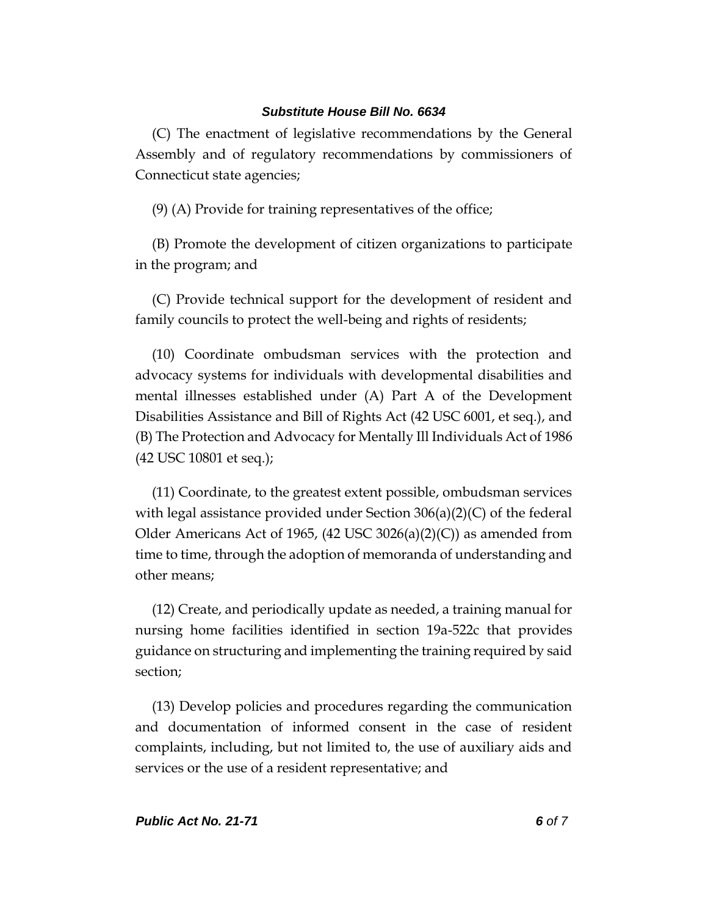(C) The enactment of legislative recommendations by the General Assembly and of regulatory recommendations by commissioners of Connecticut state agencies;

(9) (A) Provide for training representatives of the office;

(B) Promote the development of citizen organizations to participate in the program; and

(C) Provide technical support for the development of resident and family councils to protect the well-being and rights of residents;

(10) Coordinate ombudsman services with the protection and advocacy systems for individuals with developmental disabilities and mental illnesses established under (A) Part A of the Development Disabilities Assistance and Bill of Rights Act (42 USC 6001, et seq.), and (B) The Protection and Advocacy for Mentally Ill Individuals Act of 1986 (42 USC 10801 et seq.);

(11) Coordinate, to the greatest extent possible, ombudsman services with legal assistance provided under Section 306(a)(2)(C) of the federal Older Americans Act of 1965, (42 USC 3026(a)(2)(C)) as amended from time to time, through the adoption of memoranda of understanding and other means;

(12) Create, and periodically update as needed, a training manual for nursing home facilities identified in section 19a-522c that provides guidance on structuring and implementing the training required by said section;

(13) Develop policies and procedures regarding the communication and documentation of informed consent in the case of resident complaints, including, but not limited to, the use of auxiliary aids and services or the use of a resident representative; and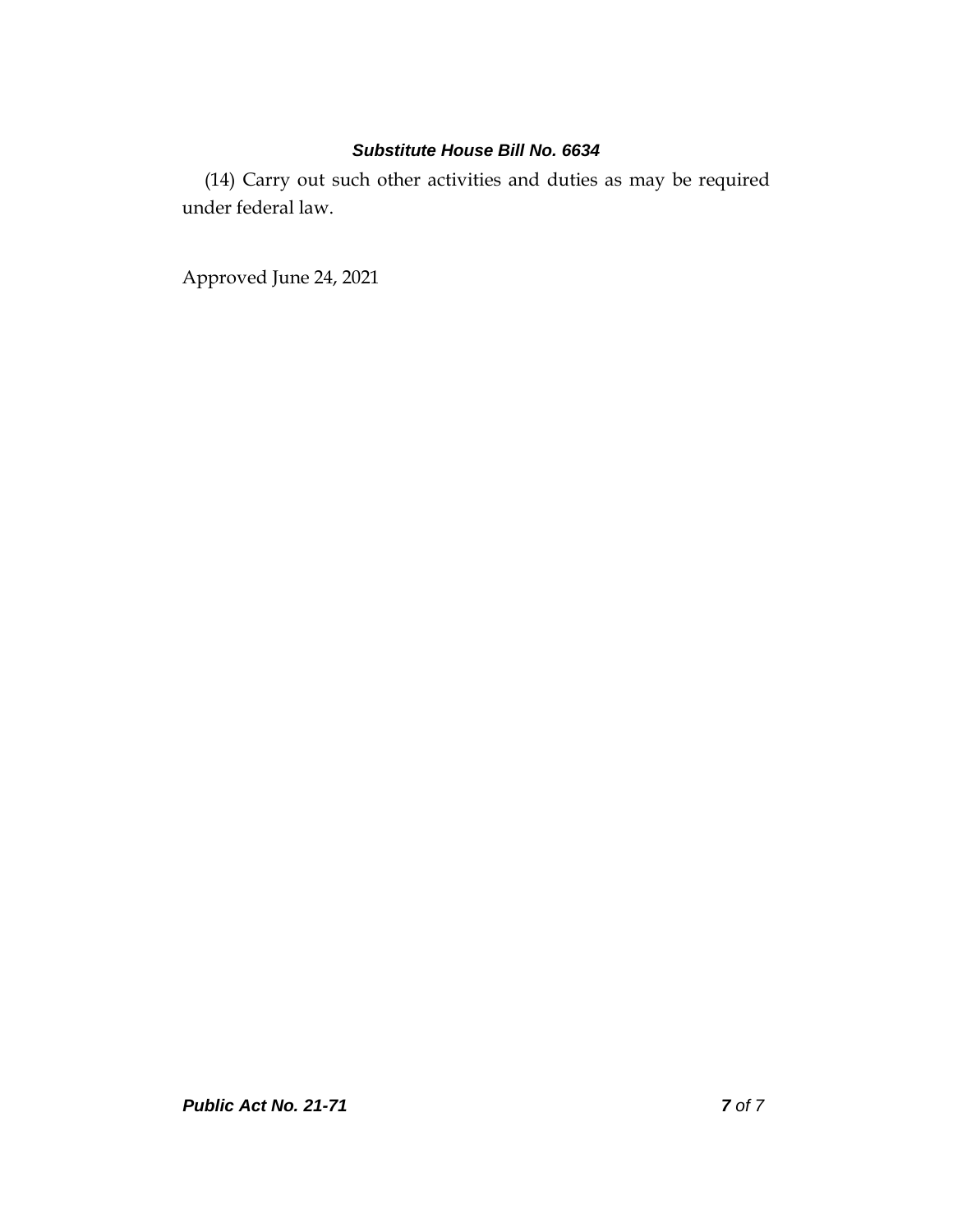(14) Carry out such other activities and duties as may be required under federal law.

Approved June 24, 2021